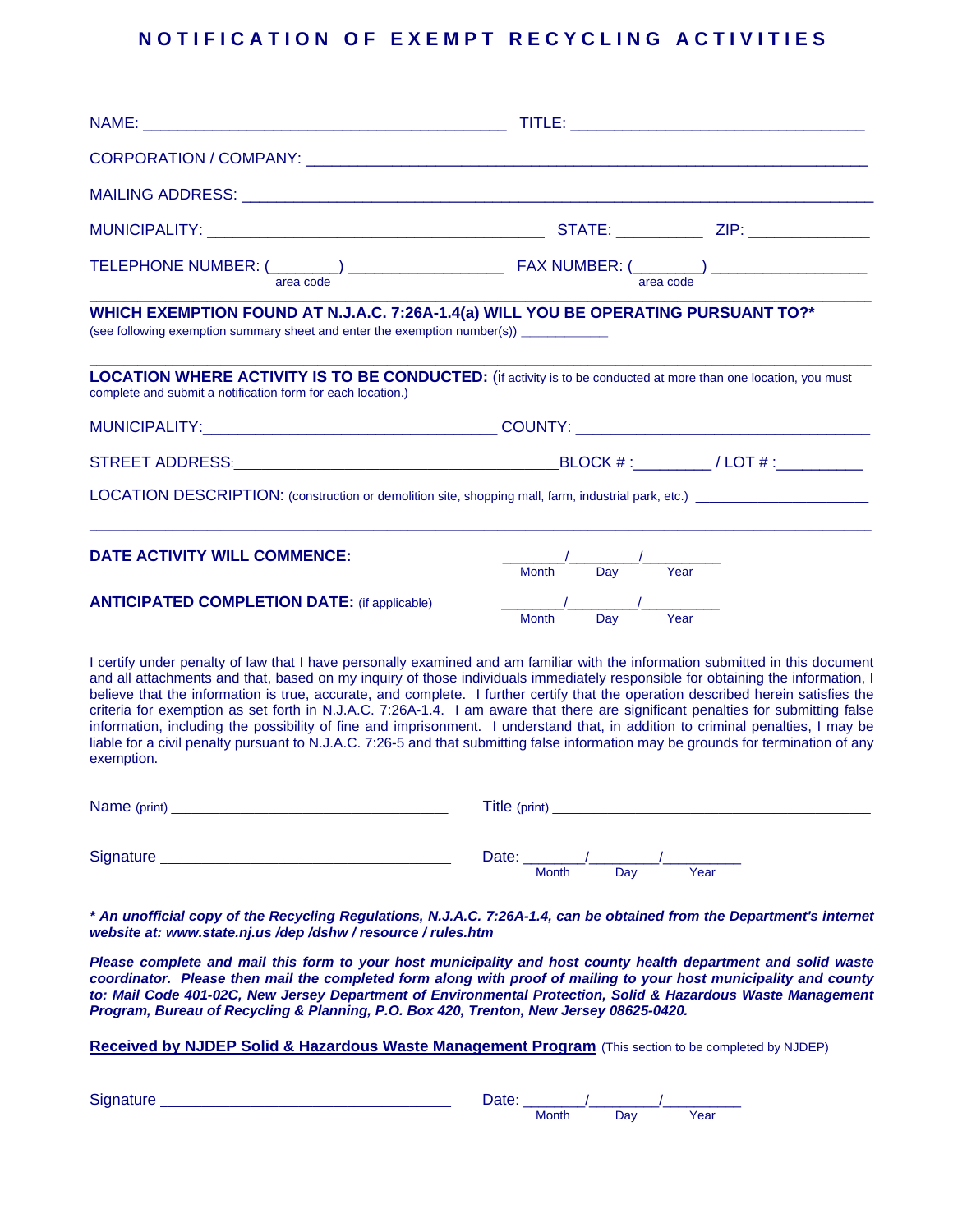# NOTIFICATION OF EXEMPT RECYCLING ACTIVITIES

NAME: ________________________________________ TITLE: ________________________________

CORPORATION / COMPANY: ____________________________________________________________

MAILING ADDRESS: _________________________________________________________________

MUNICIPALITY: ______________________________________ STATE: _________ ZIP: ____________

TELEPHONE NUMBER: (_______) ________________ FAX NUMBER: (_______) ________________
area code area code

---

**WHICH EXEMPTION FOUND AT N.J.A.C. 7:26A-1.4(a) WILL YOU BE OPERATING PURSUANT TO?***
(see following exemption summary sheet and enter the exemption number(s)) ____________

---

**LOCATION WHERE ACTIVITY IS TO BE CONDUCTED:** (If activity is to be conducted at more than one location, you must complete and submit a notification form for each location.)

MUNICIPALITY:_______________________________ COUNTY: _______________________________

STREET ADDRESS:____________________________________BLOCK # :________ / LOT # :_________

LOCATION DESCRIPTION: (construction or demolition site, shopping mall, farm, industrial park, etc.) ____________________

---

**DATE ACTIVITY WILL COMMENCE:** _______/_______/________
Month Day Year

**ANTICIPATED COMPLETION DATE:** (if applicable) _______/_______/________
Month Day Year

I certify under penalty of law that I have personally examined and am familiar with the information submitted in this document and all attachments and that, based on my inquiry of those individuals immediately responsible for obtaining the information, I believe that the information is true, accurate, and complete. I further certify that the operation described herein satisfies the criteria for exemption as set forth in N.J.A.C. 7:26A-1.4. I am aware that there are significant penalties for submitting false information, including the possibility of fine and imprisonment. I understand that, in addition to criminal penalties, I may be liable for a civil penalty pursuant to N.J.A.C. 7:26-5 and that submitting false information may be grounds for termination of any exemption.

Name (print) ______________________________ Title (print) ___________________________________

Signature ________________________________ Date: _______/_______/________
Month Day Year

***\* An unofficial copy of the Recycling Regulations, N.J.A.C. 7:26A-1.4, can be obtained from the Department's internet website at: www.state.nj.us /dep /dshw / resource / rules.htm***

***Please complete and mail this form to your host municipality and host county health department and solid waste coordinator. Please then mail the completed form along with proof of mailing to your host municipality and county to: Mail Code 401-02C, New Jersey Department of Environmental Protection, Solid & Hazardous Waste Management Program, Bureau of Recycling & Planning, P.O. Box 420, Trenton, New Jersey 08625-0420.***

**Received by NJDEP Solid & Hazardous Waste Management Program** (This section to be completed by NJDEP)

Signature ________________________________ Date: _______/_______/________
Month Day Year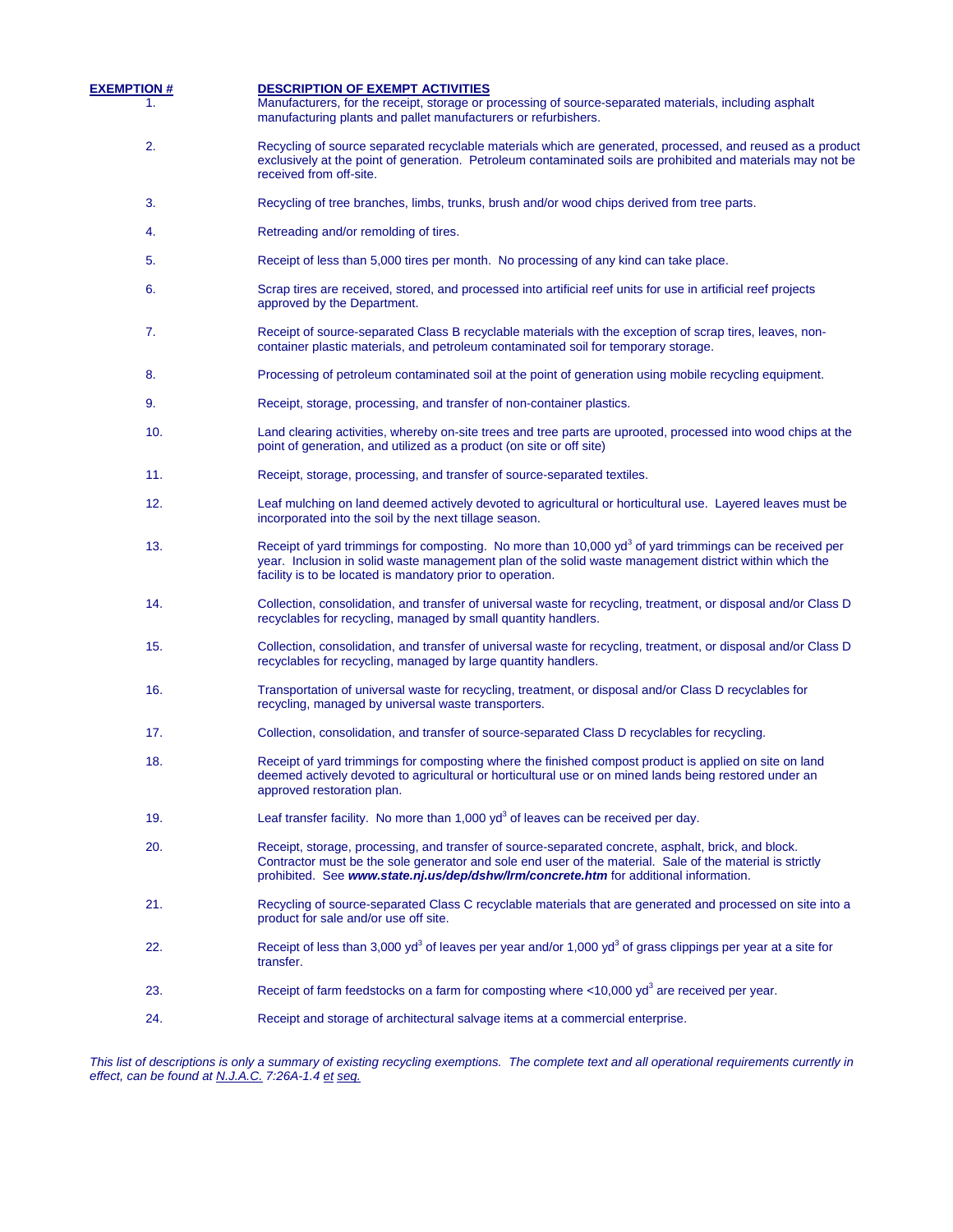| EXEMPTION # | DESCRIPTION OF EXEMPT ACTIVITIES |
| --- | --- |
| 1. | Manufacturers, for the receipt, storage or processing of source-separated materials, including asphalt manufacturing plants and pallet manufacturers or refurbishers. |
| 2. | Recycling of source separated recyclable materials which are generated, processed, and reused as a product exclusively at the point of generation. Petroleum contaminated soils are prohibited and materials may not be received from off-site. |
| 3. | Recycling of tree branches, limbs, trunks, brush and/or wood chips derived from tree parts. |
| 4. | Retreading and/or remolding of tires. |
| 5. | Receipt of less than 5,000 tires per month. No processing of any kind can take place. |
| 6. | Scrap tires are received, stored, and processed into artificial reef units for use in artificial reef projects approved by the Department. |
| 7. | Receipt of source-separated Class B recyclable materials with the exception of scrap tires, leaves, non-container plastic materials, and petroleum contaminated soil for temporary storage. |
| 8. | Processing of petroleum contaminated soil at the point of generation using mobile recycling equipment. |
| 9. | Receipt, storage, processing, and transfer of non-container plastics. |
| 10. | Land clearing activities, whereby on-site trees and tree parts are uprooted, processed into wood chips at the point of generation, and utilized as a product (on site or off site) |
| 11. | Receipt, storage, processing, and transfer of source-separated textiles. |
| 12. | Leaf mulching on land deemed actively devoted to agricultural or horticultural use. Layered leaves must be incorporated into the soil by the next tillage season. |
| 13. | Receipt of yard trimmings for composting. No more than 10,000 $yd^3$ of yard trimmings can be received per year. Inclusion in solid waste management plan of the solid waste management district within which the facility is to be located is mandatory prior to operation. |
| 14. | Collection, consolidation, and transfer of universal waste for recycling, treatment, or disposal and/or Class D recyclables for recycling, managed by small quantity handlers. |
| 15. | Collection, consolidation, and transfer of universal waste for recycling, treatment, or disposal and/or Class D recyclables for recycling, managed by large quantity handlers. |
| 16. | Transportation of universal waste for recycling, treatment, or disposal and/or Class D recyclables for recycling, managed by universal waste transporters. |
| 17. | Collection, consolidation, and transfer of source-separated Class D recyclables for recycling. |
| 18. | Receipt of yard trimmings for composting where the finished compost product is applied on site on land deemed actively devoted to agricultural or horticultural use or on mined lands being restored under an approved restoration plan. |
| 19. | Leaf transfer facility. No more than 1,000 $yd^3$ of leaves can be received per day. |
| 20. | Receipt, storage, processing, and transfer of source-separated concrete, asphalt, brick, and block. Contractor must be the sole generator and sole end user of the material. Sale of the material is strictly prohibited. See ***www.state.nj.us/dep/dshw/lrm/concrete.htm*** for additional information. |
| 21. | Recycling of source-separated Class C recyclable materials that are generated and processed on site into a product for sale and/or use off site. |
| 22. | Receipt of less than 3,000 $yd^3$ of leaves per year and/or 1,000 $yd^3$ of grass clippings per year at a site for transfer. |
| 23. | Receipt of farm feedstocks on a farm for composting where <10,000 $yd^3$ are received per year. |
| 24. | Receipt and storage of architectural salvage items at a commercial enterprise. |

*This list of descriptions is only a summary of existing recycling exemptions. The complete text and all operational requirements currently in effect, can be found at N.J.A.C. 7:26A-1.4 et seq.*